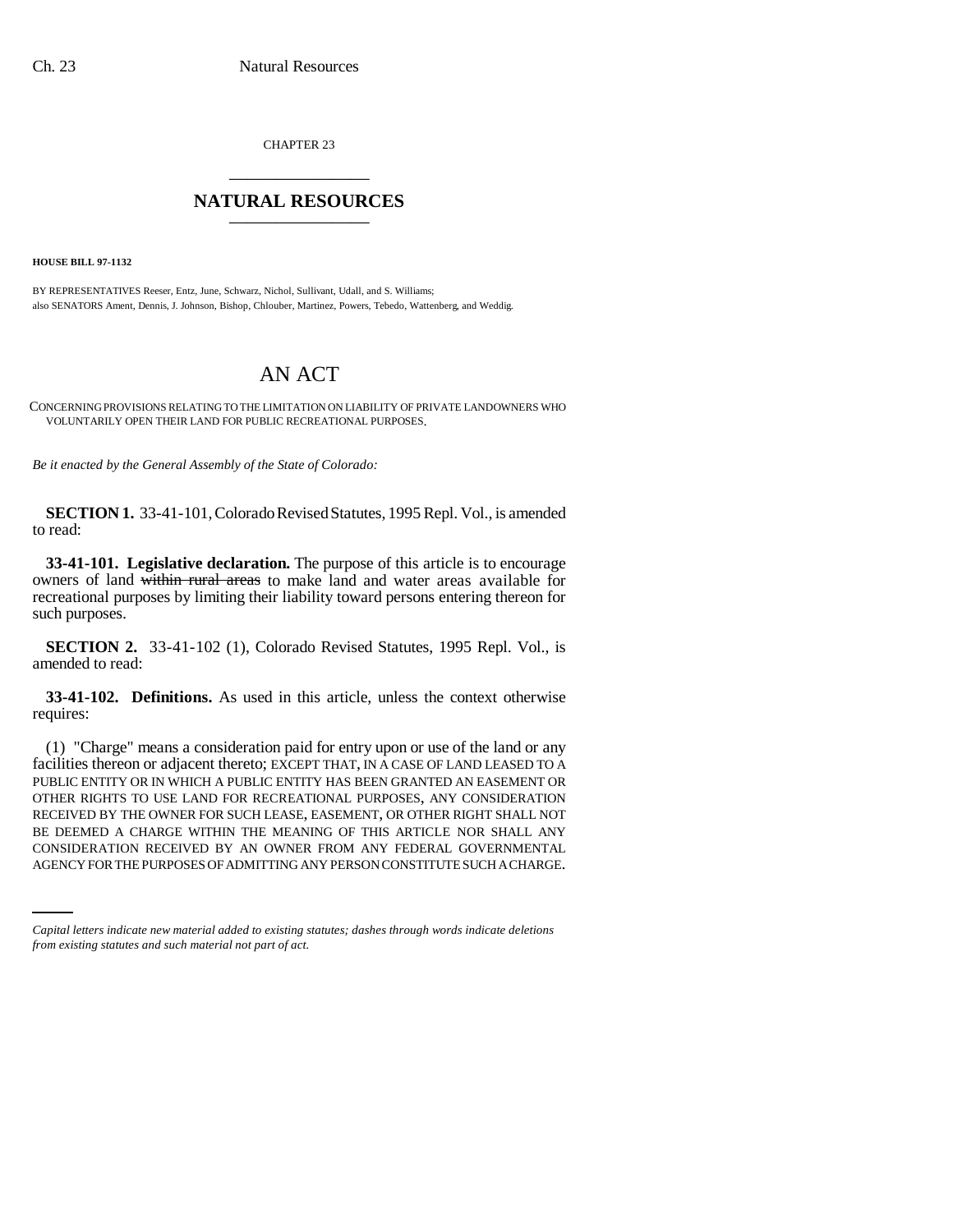CHAPTER 23

## NATURAL RESOURCES

**HOUSE BILL 97-1132**

BY REPRESENTATIVES Reeser, Entz, June, Schwarz, Nichol, Sullivant, Udall, and S. Williams;
also SENATORS Ament, Dennis, J. Johnson, Bishop, Chlouber, Martinez, Powers, Tebedo, Wattenberg, and Weddig.

# AN ACT

CONCERNING PROVISIONS RELATING TO THE LIMITATION ON LIABILITY OF PRIVATE LANDOWNERS WHO VOLUNTARILY OPEN THEIR LAND FOR PUBLIC RECREATIONAL PURPOSES.

*Be it enacted by the General Assembly of the State of Colorado:*

**SECTION 1.** 33-41-101, Colorado Revised Statutes, 1995 Repl. Vol., is amended to read:

**33-41-101. Legislative declaration.** The purpose of this article is to encourage owners of land ~~within rural areas~~ to make land and water areas available for recreational purposes by limiting their liability toward persons entering thereon for such purposes.

**SECTION 2.** 33-41-102 (1), Colorado Revised Statutes, 1995 Repl. Vol., is amended to read:

**33-41-102. Definitions.** As used in this article, unless the context otherwise requires:

(1) "Charge" means a consideration paid for entry upon or use of the land or any facilities thereon or adjacent thereto; EXCEPT THAT, IN A CASE OF LAND LEASED TO A PUBLIC ENTITY OR IN WHICH A PUBLIC ENTITY HAS BEEN GRANTED AN EASEMENT OR OTHER RIGHTS TO USE LAND FOR RECREATIONAL PURPOSES, ANY CONSIDERATION RECEIVED BY THE OWNER FOR SUCH LEASE, EASEMENT, OR OTHER RIGHT SHALL NOT BE DEEMED A CHARGE WITHIN THE MEANING OF THIS ARTICLE NOR SHALL ANY CONSIDERATION RECEIVED BY AN OWNER FROM ANY FEDERAL GOVERNMENTAL AGENCY FOR THE PURPOSES OF ADMITTING ANY PERSON CONSTITUTE SUCH A CHARGE.

*Capital letters indicate new material added to existing statutes; dashes through words indicate deletions from existing statutes and such material not part of act.*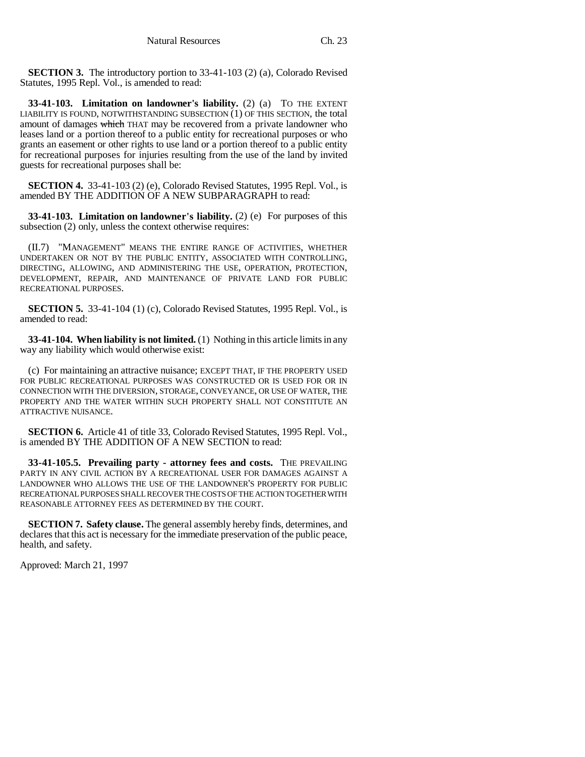**SECTION 3.** The introductory portion to 33-41-103 (2) (a), Colorado Revised Statutes, 1995 Repl. Vol., is amended to read:

**33-41-103. Limitation on landowner's liability.** (2) (a) TO THE EXTENT LIABILITY IS FOUND, NOTWITHSTANDING SUBSECTION (1) OF THIS SECTION, the total amount of damages ~~which~~ THAT may be recovered from a private landowner who leases land or a portion thereof to a public entity for recreational purposes or who grants an easement or other rights to use land or a portion thereof to a public entity for recreational purposes for injuries resulting from the use of the land by invited guests for recreational purposes shall be:

**SECTION 4.** 33-41-103 (2) (e), Colorado Revised Statutes, 1995 Repl. Vol., is amended BY THE ADDITION OF A NEW SUBPARAGRAPH to read:

**33-41-103. Limitation on landowner's liability.** (2) (e) For purposes of this subsection (2) only, unless the context otherwise requires:

(II.7) "MANAGEMENT" MEANS THE ENTIRE RANGE OF ACTIVITIES, WHETHER UNDERTAKEN OR NOT BY THE PUBLIC ENTITY, ASSOCIATED WITH CONTROLLING, DIRECTING, ALLOWING, AND ADMINISTERING THE USE, OPERATION, PROTECTION, DEVELOPMENT, REPAIR, AND MAINTENANCE OF PRIVATE LAND FOR PUBLIC RECREATIONAL PURPOSES.

**SECTION 5.** 33-41-104 (1) (c), Colorado Revised Statutes, 1995 Repl. Vol., is amended to read:

**33-41-104. When liability is not limited.** (1) Nothing in this article limits in any way any liability which would otherwise exist:

(c) For maintaining an attractive nuisance; EXCEPT THAT, IF THE PROPERTY USED FOR PUBLIC RECREATIONAL PURPOSES WAS CONSTRUCTED OR IS USED FOR OR IN CONNECTION WITH THE DIVERSION, STORAGE, CONVEYANCE, OR USE OF WATER, THE PROPERTY AND THE WATER WITHIN SUCH PROPERTY SHALL NOT CONSTITUTE AN ATTRACTIVE NUISANCE.

**SECTION 6.** Article 41 of title 33, Colorado Revised Statutes, 1995 Repl. Vol., is amended BY THE ADDITION OF A NEW SECTION to read:

**33-41-105.5. Prevailing party - attorney fees and costs.** THE PREVAILING PARTY IN ANY CIVIL ACTION BY A RECREATIONAL USER FOR DAMAGES AGAINST A LANDOWNER WHO ALLOWS THE USE OF THE LANDOWNER'S PROPERTY FOR PUBLIC RECREATIONAL PURPOSES SHALL RECOVER THE COSTS OF THE ACTION TOGETHER WITH REASONABLE ATTORNEY FEES AS DETERMINED BY THE COURT.

**SECTION 7. Safety clause.** The general assembly hereby finds, determines, and declares that this act is necessary for the immediate preservation of the public peace, health, and safety.

Approved: March 21, 1997